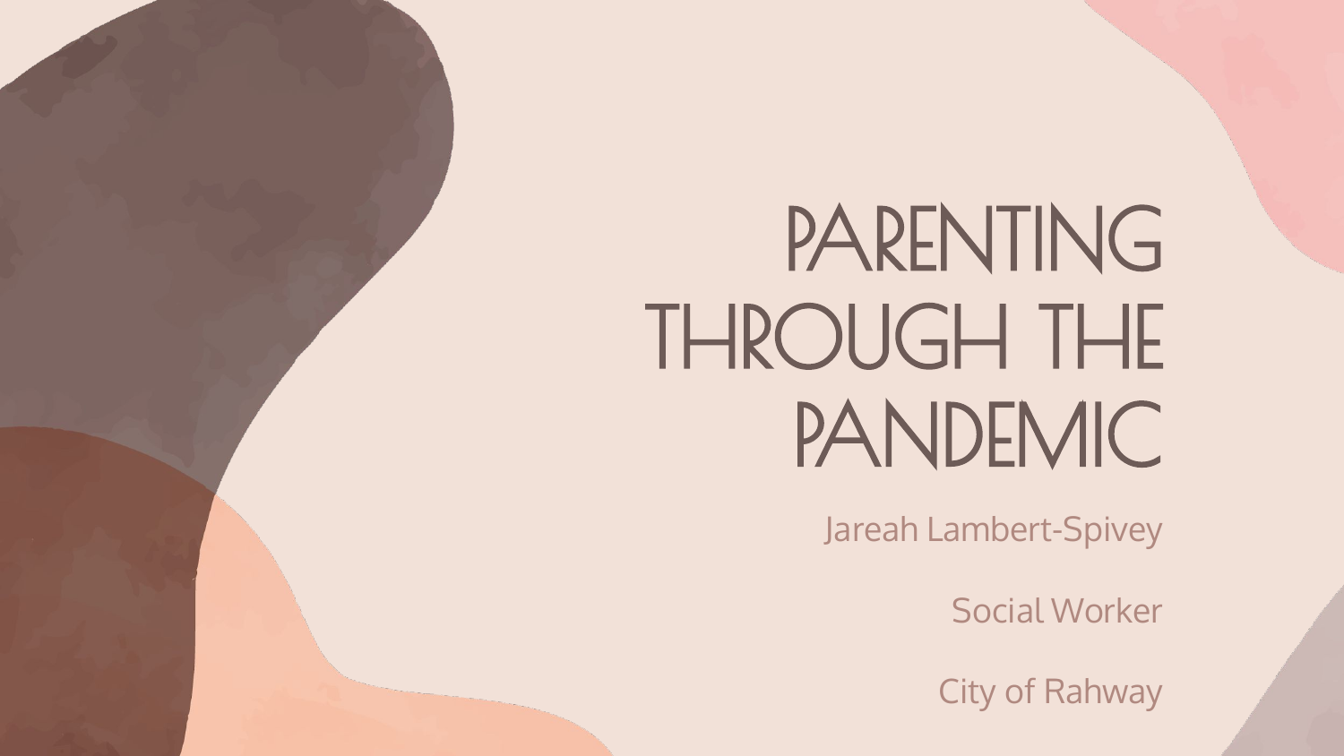# PARENTING THROUGH THE PANDEMIC

Jareah Lambert-Spivey

Social Worker

City of Rahway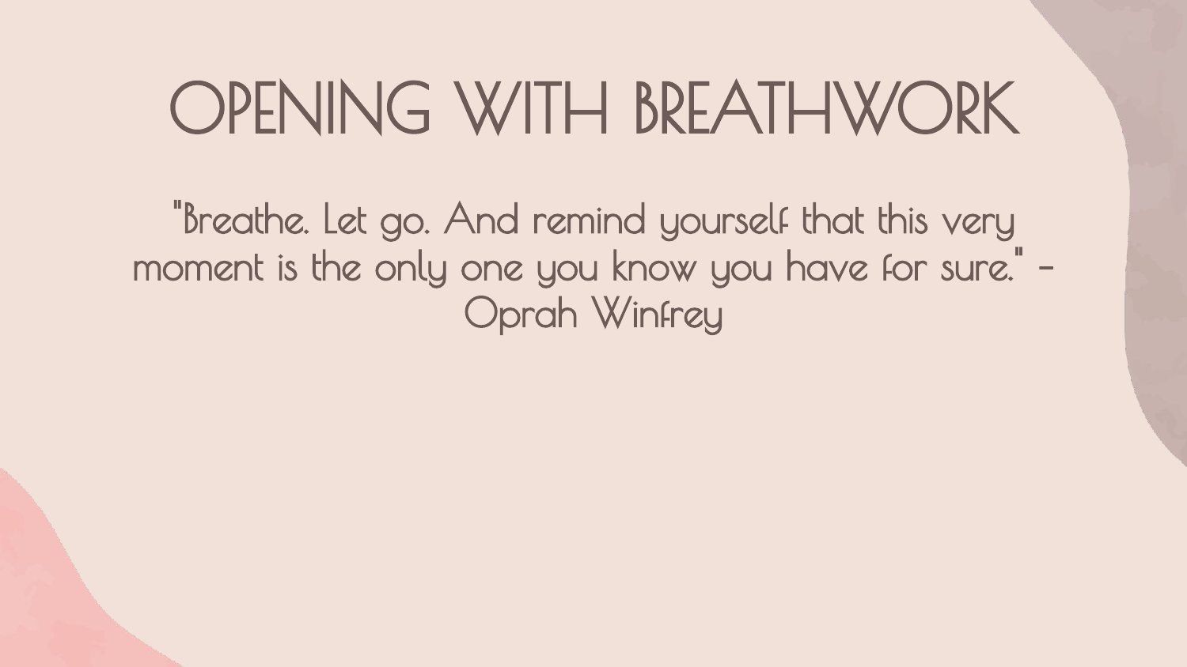# OPENING WITH BREATHWORK

"Breathe. Let go. And remind yourself that this very moment is the only one you know you have for sure." - Oprah Winfrey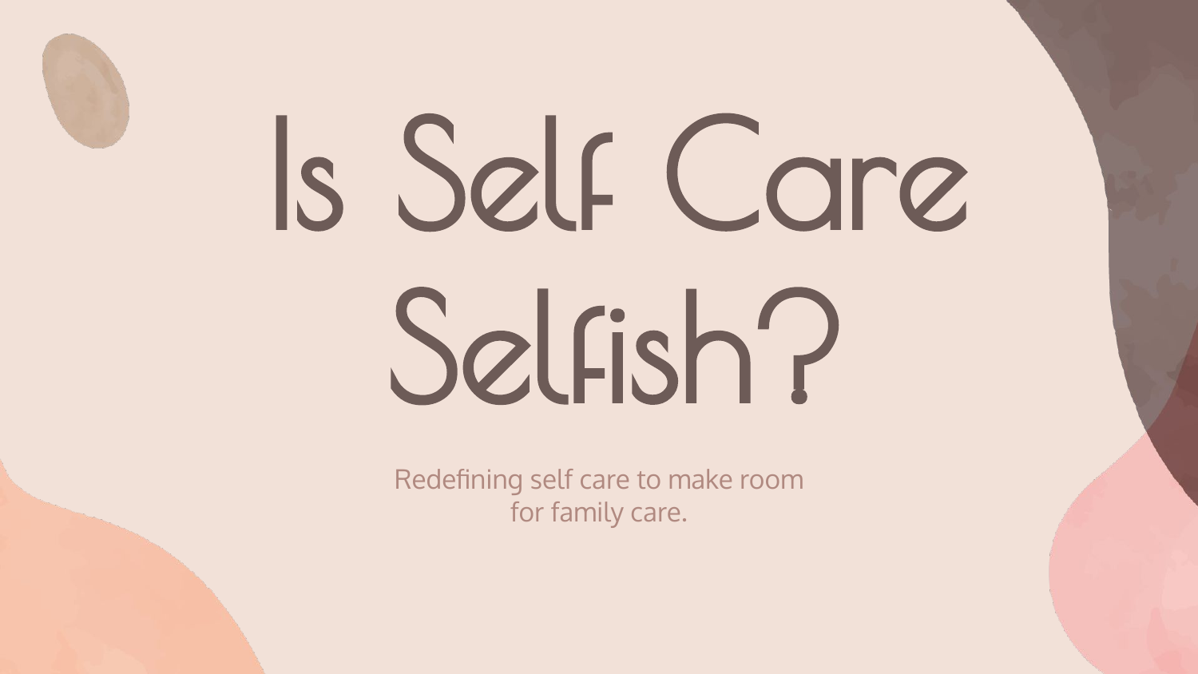# Is Self Care Selfish?

Redefining self care to make room for family care.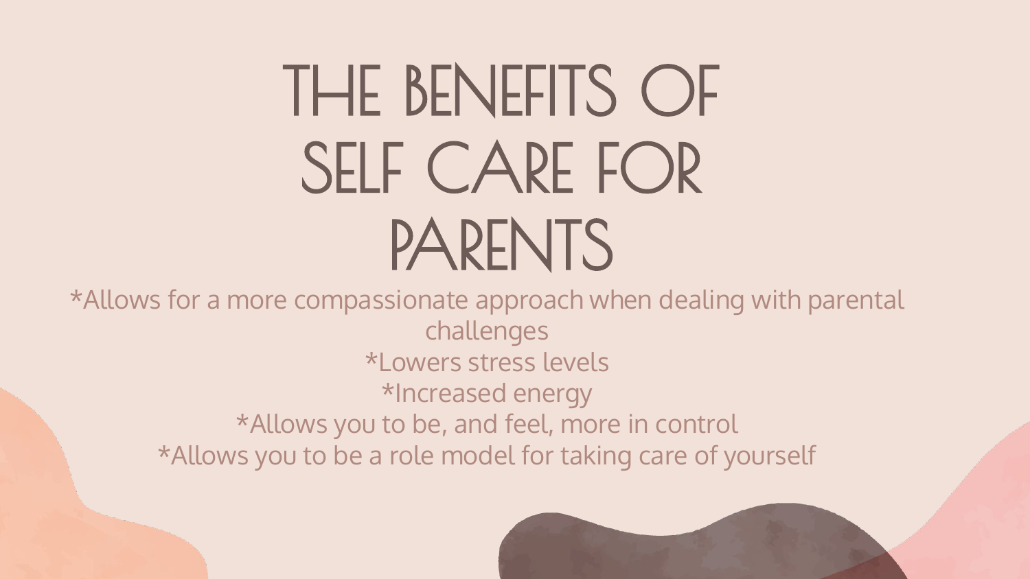# THE BENEFITS OF SELF CARE FOR PARENTS

*Allows for a more compassionate approach when dealing with parental challenges
*Lowers stress levels
*Increased energy
*Allows you to be, and feel, more in control
*Allows you to be a role model for taking care of yourself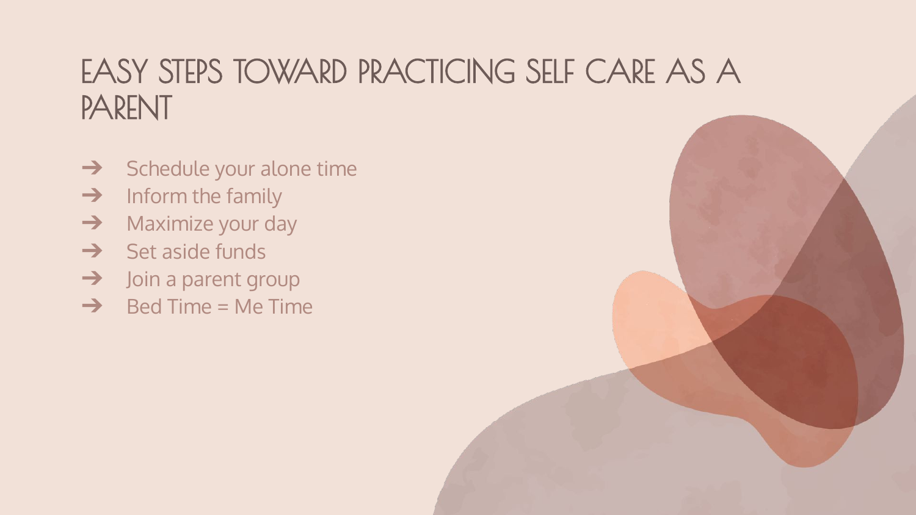# EASY STEPS TOWARD PRACTICING SELF CARE AS A PARENT

- Schedule your alone time
- Inform the family
- Maximize your day
- Set aside funds
- Join a parent group
- Bed Time = Me Time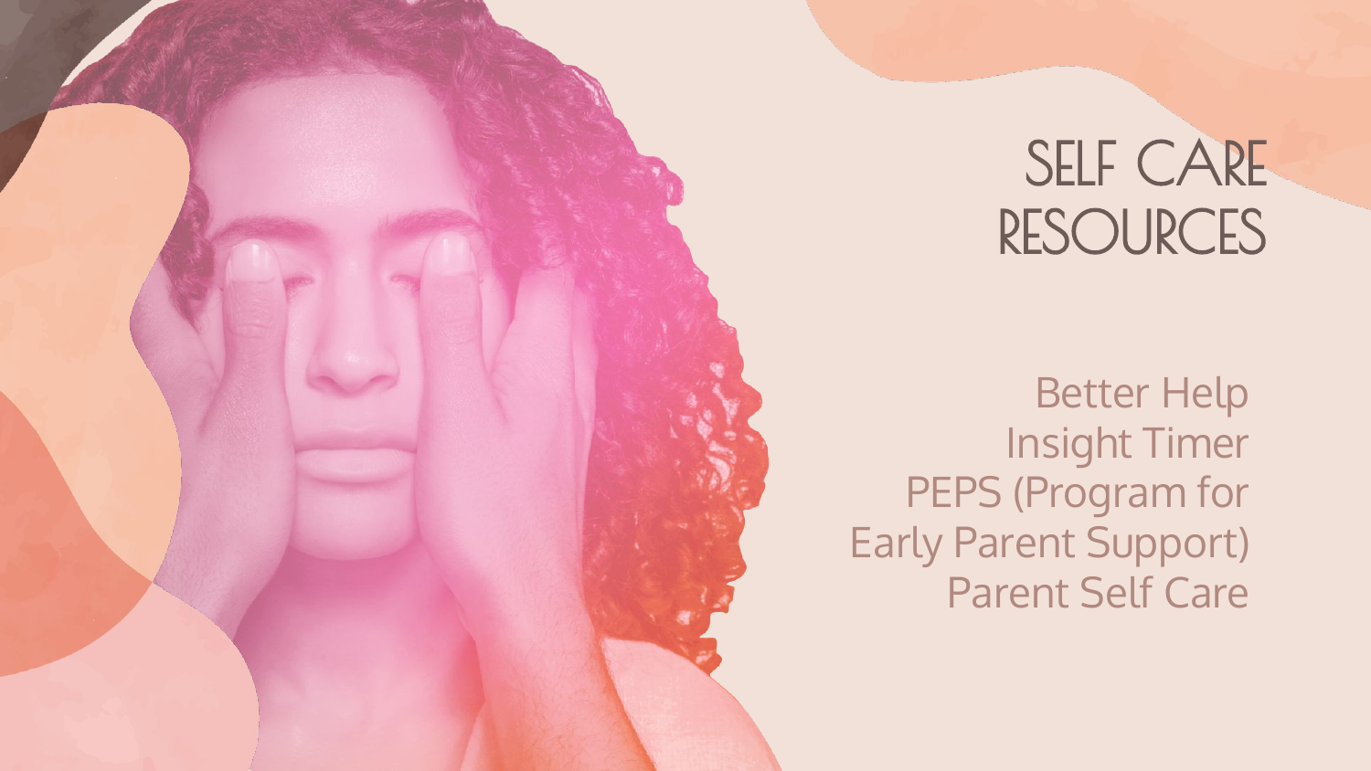# SELF CARE RESOURCES

Better Help
Insight Timer
PEPS (Program for Early Parent Support)
Parent Self Care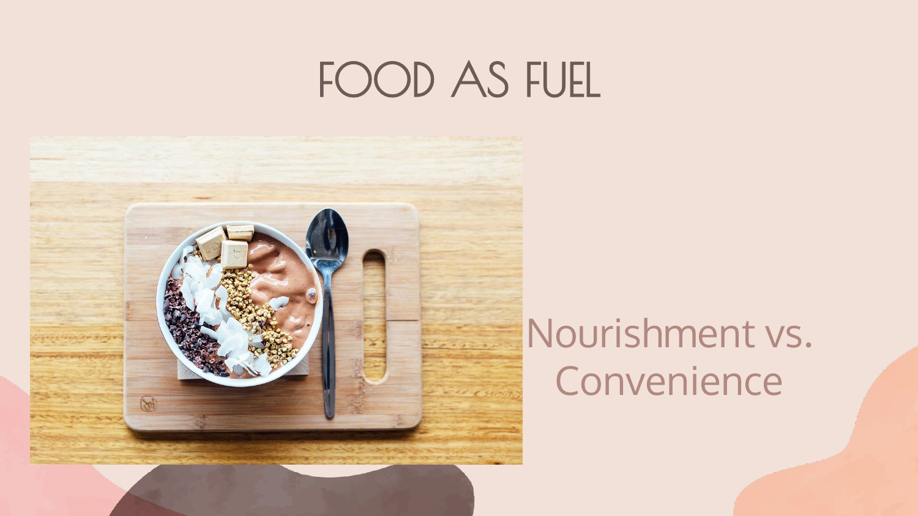# FOOD AS FUEL

Nourishment vs. Convenience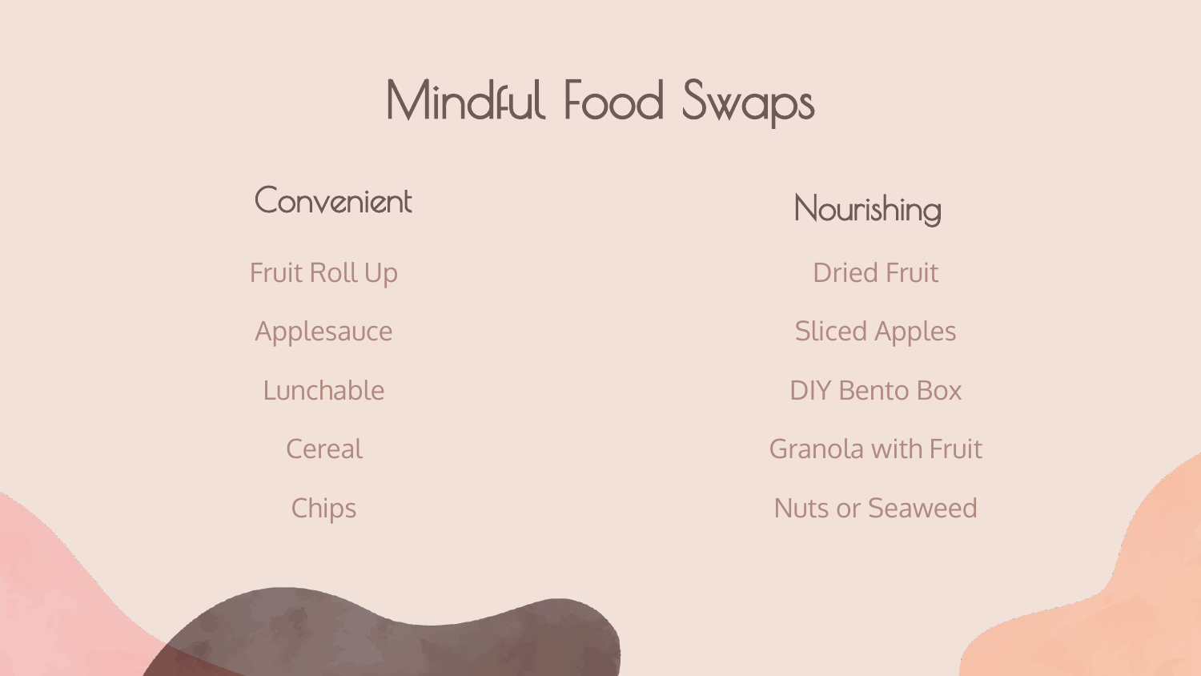# Mindful Food Swaps

| Convenient | Nourishing |
| --- | --- |
| Fruit Roll Up | Dried Fruit |
| Applesauce | Sliced Apples |
| Lunchable | DIY Bento Box |
| Cereal | Granola with Fruit |
| Chips | Nuts or Seaweed |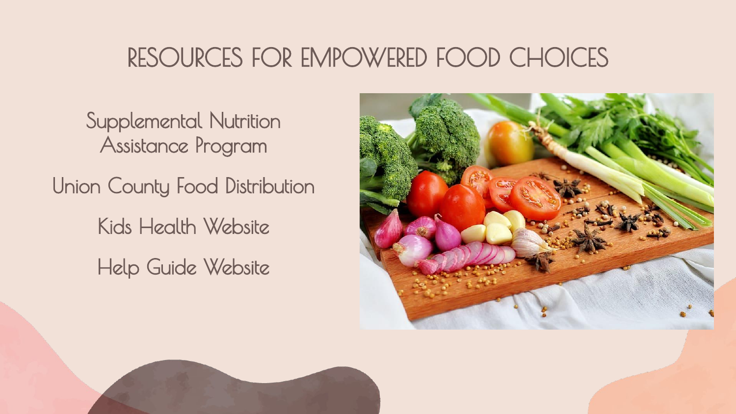# RESOURCES FOR EMPOWERED FOOD CHOICES

Supplemental Nutrition Assistance Program

Union County Food Distribution

Kids Health Website

Help Guide Website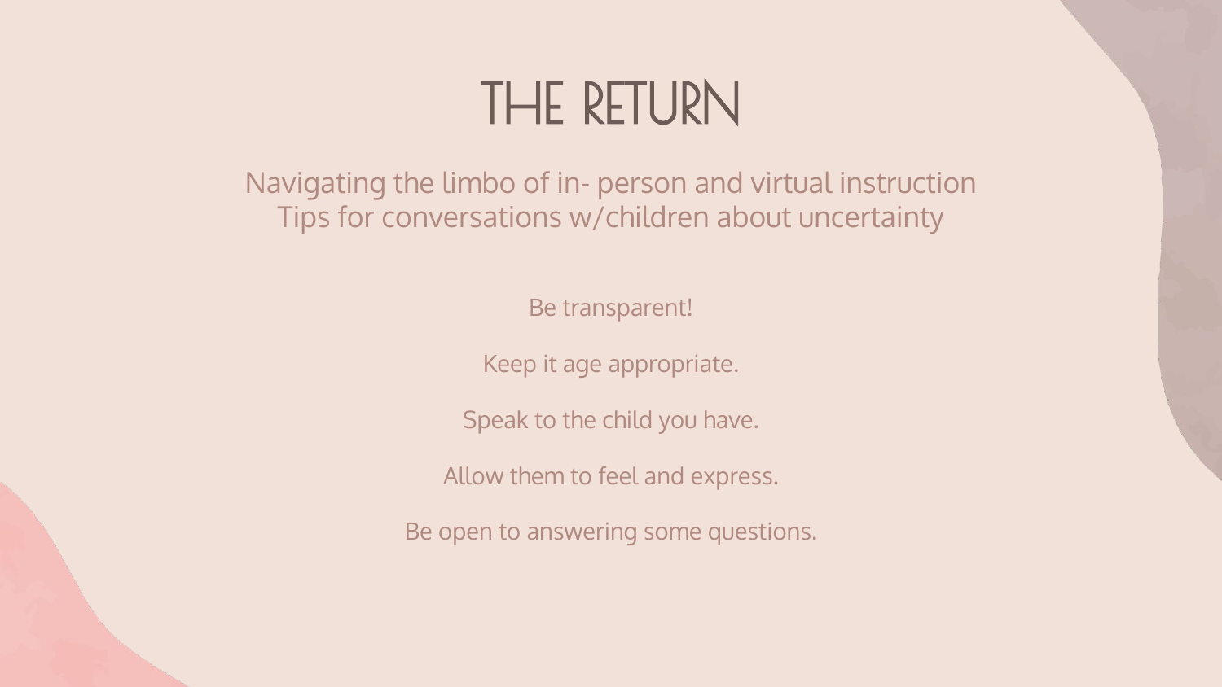# THE RETURN

Navigating the limbo of in- person and virtual instruction
Tips for conversations w/children about uncertainty

Be transparent!

Keep it age appropriate.

Speak to the child you have.

Allow them to feel and express.

Be open to answering some questions.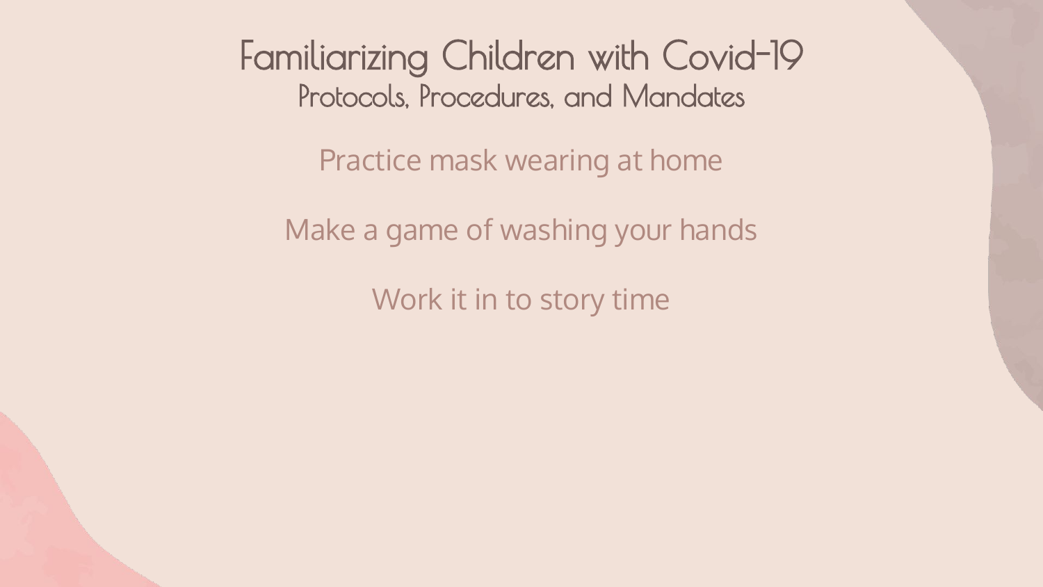# Familiarizing Children with Covid-19

## Protocols, Procedures, and Mandates

Practice mask wearing at home

Make a game of washing your hands

Work it in to story time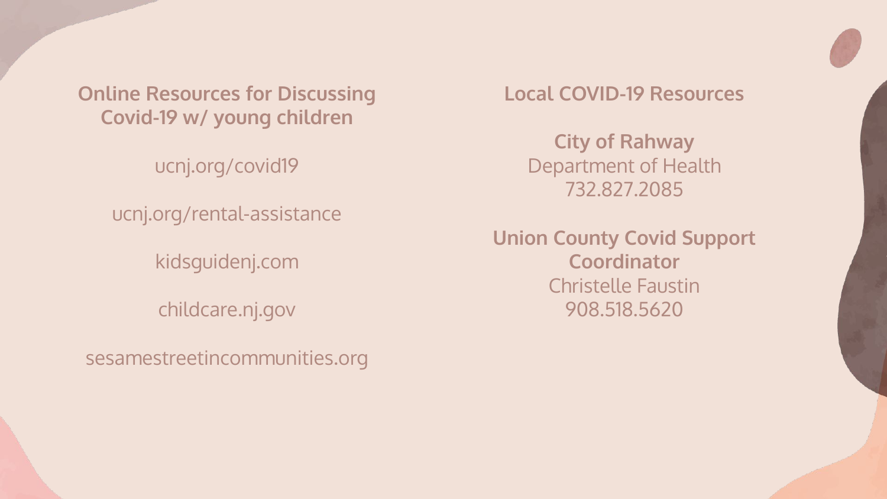## Online Resources for Discussing Covid-19 w/ young children

ucnj.org/covid19

ucnj.org/rental-assistance

kidsguidenj.com

childcare.nj.gov

sesamestreetincommunities.org

## Local COVID-19 Resources

**City of Rahway**
Department of Health
732.827.2085

**Union County Covid Support Coordinator**
Christelle Faustin
908.518.5620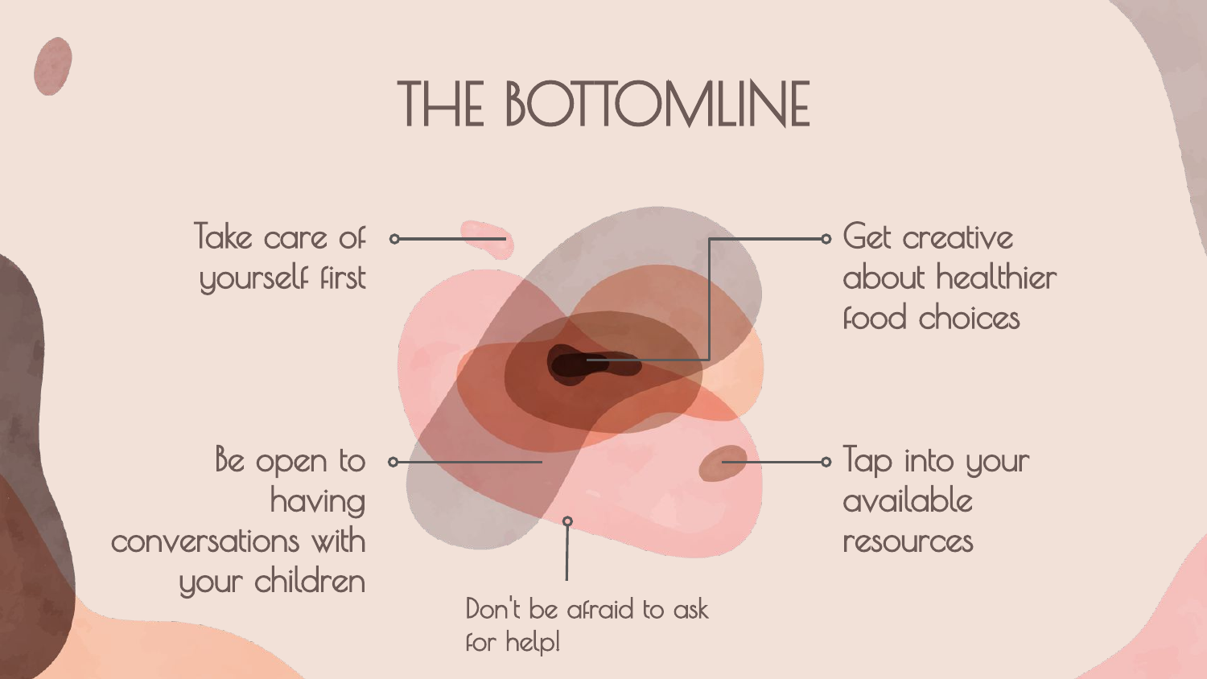# THE BOTTOMLINE

- Take care of yourself first
- Get creative about healthier food choices
- Be open to having conversations with your children
- Tap into your available resources
- Don't be afraid to ask for help!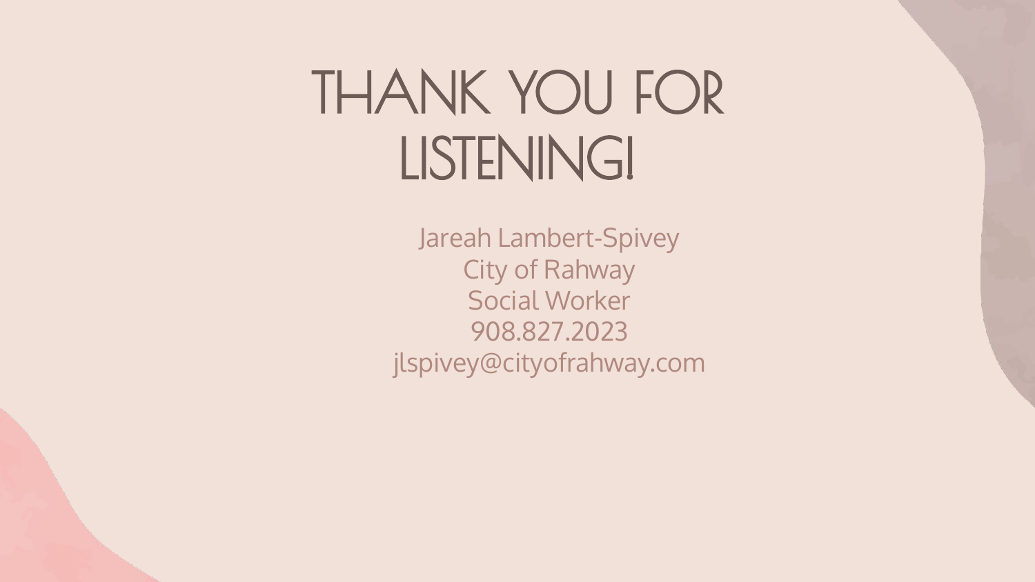# THANK YOU FOR LISTENING!

Jareah Lambert-Spivey
City of Rahway
Social Worker
908.827.2023
jlspivey@cityofrahway.com